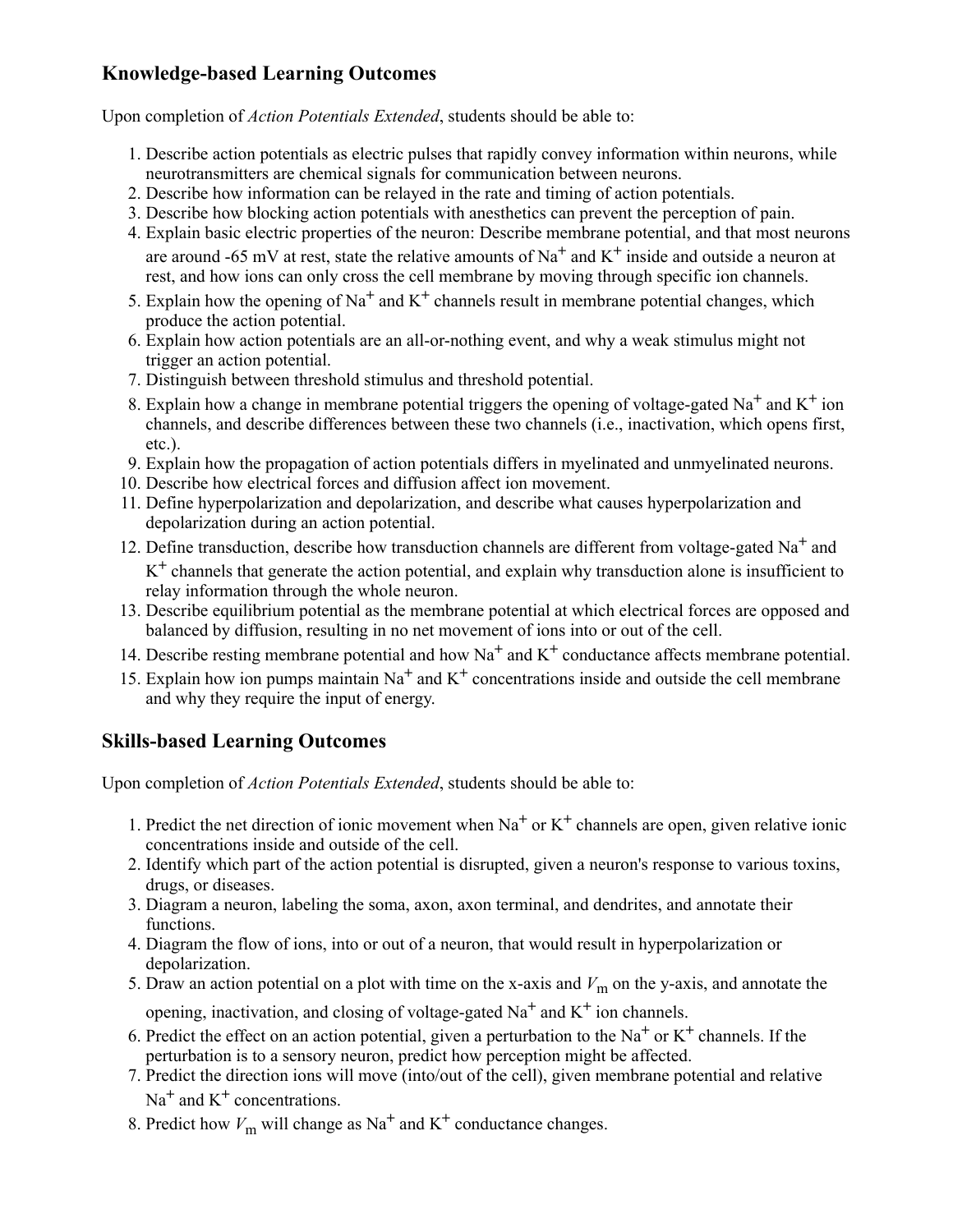## Knowledge-based Learning Outcomes

Upon completion of *Action Potentials Extended*, students should be able to:

1. Describe action potentials as electric pulses that rapidly convey information within neurons, while neurotransmitters are chemical signals for communication between neurons.
2. Describe how information can be relayed in the rate and timing of action potentials.
3. Describe how blocking action potentials with anesthetics can prevent the perception of pain.
4. Explain basic electric properties of the neuron: Describe membrane potential, and that most neurons are around -65 mV at rest, state the relative amounts of $Na^+$ and $K^+$ inside and outside a neuron at rest, and how ions can only cross the cell membrane by moving through specific ion channels.
5. Explain how the opening of $Na^+$ and $K^+$ channels result in membrane potential changes, which produce the action potential.
6. Explain how action potentials are an all-or-nothing event, and why a weak stimulus might not trigger an action potential.
7. Distinguish between threshold stimulus and threshold potential.
8. Explain how a change in membrane potential triggers the opening of voltage-gated $Na^+$ and $K^+$ ion channels, and describe differences between these two channels (i.e., inactivation, which opens first, etc.).
9. Explain how the propagation of action potentials differs in myelinated and unmyelinated neurons.
10. Describe how electrical forces and diffusion affect ion movement.
11. Define hyperpolarization and depolarization, and describe what causes hyperpolarization and depolarization during an action potential.
12. Define transduction, describe how transduction channels are different from voltage-gated $Na^+$ and $K^+$ channels that generate the action potential, and explain why transduction alone is insufficient to relay information through the whole neuron.
13. Describe equilibrium potential as the membrane potential at which electrical forces are opposed and balanced by diffusion, resulting in no net movement of ions into or out of the cell.
14. Describe resting membrane potential and how $Na^+$ and $K^+$ conductance affects membrane potential.
15. Explain how ion pumps maintain $Na^+$ and $K^+$ concentrations inside and outside the cell membrane and why they require the input of energy.

## Skills-based Learning Outcomes

Upon completion of *Action Potentials Extended*, students should be able to:

1. Predict the net direction of ionic movement when $Na^+$ or $K^+$ channels are open, given relative ionic concentrations inside and outside of the cell.
2. Identify which part of the action potential is disrupted, given a neuron's response to various toxins, drugs, or diseases.
3. Diagram a neuron, labeling the soma, axon, axon terminal, and dendrites, and annotate their functions.
4. Diagram the flow of ions, into or out of a neuron, that would result in hyperpolarization or depolarization.
5. Draw an action potential on a plot with time on the x-axis and $V_m$ on the y-axis, and annotate the opening, inactivation, and closing of voltage-gated $Na^+$ and $K^+$ ion channels.
6. Predict the effect on an action potential, given a perturbation to the $Na^+$ or $K^+$ channels. If the perturbation is to a sensory neuron, predict how perception might be affected.
7. Predict the direction ions will move (into/out of the cell), given membrane potential and relative $Na^+$ and $K^+$ concentrations.
8. Predict how $V_m$ will change as $Na^+$ and $K^+$ conductance changes.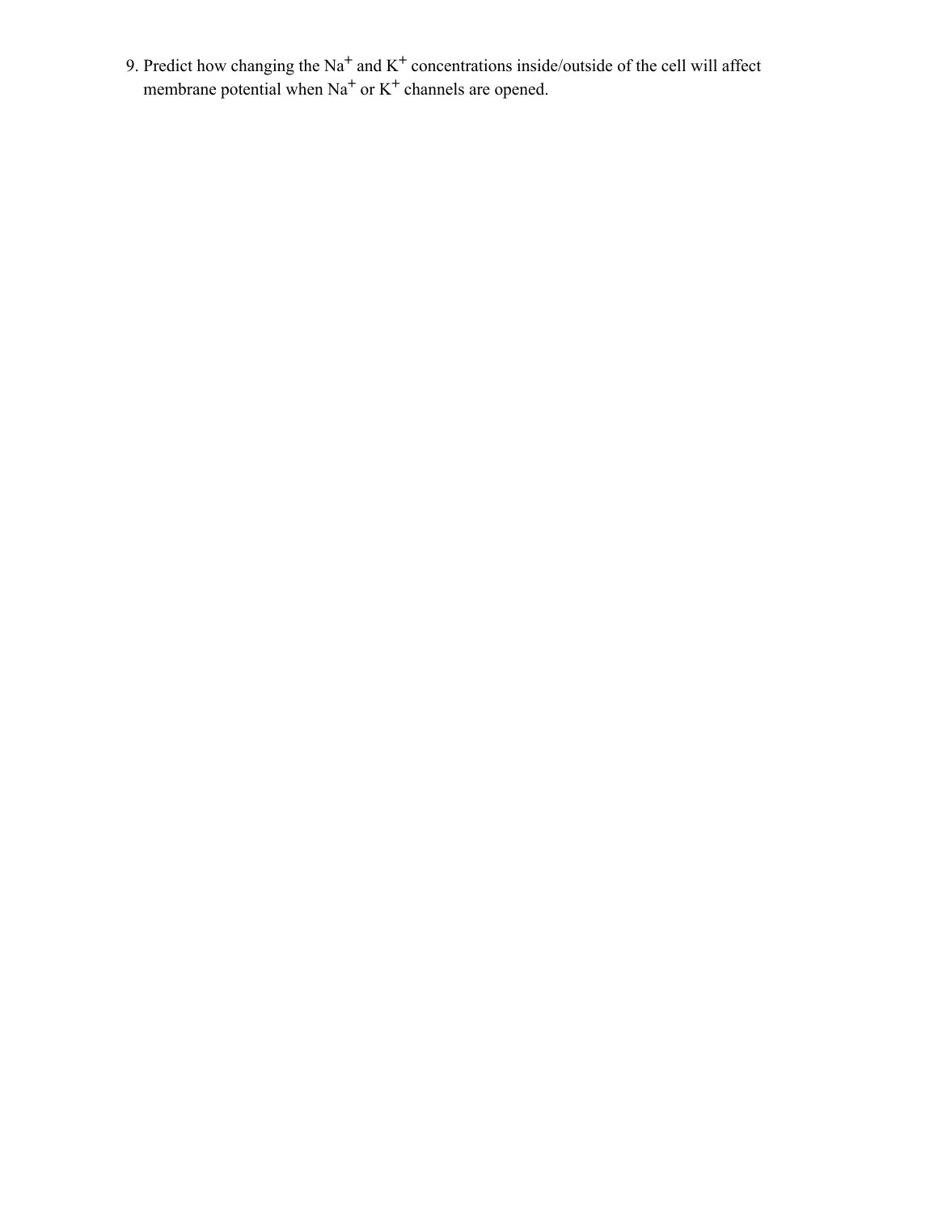9. Predict how changing the $Na^+$ and $K^+$ concentrations inside/outside of the cell will affect membrane potential when $Na^+$ or $K^+$ channels are opened.